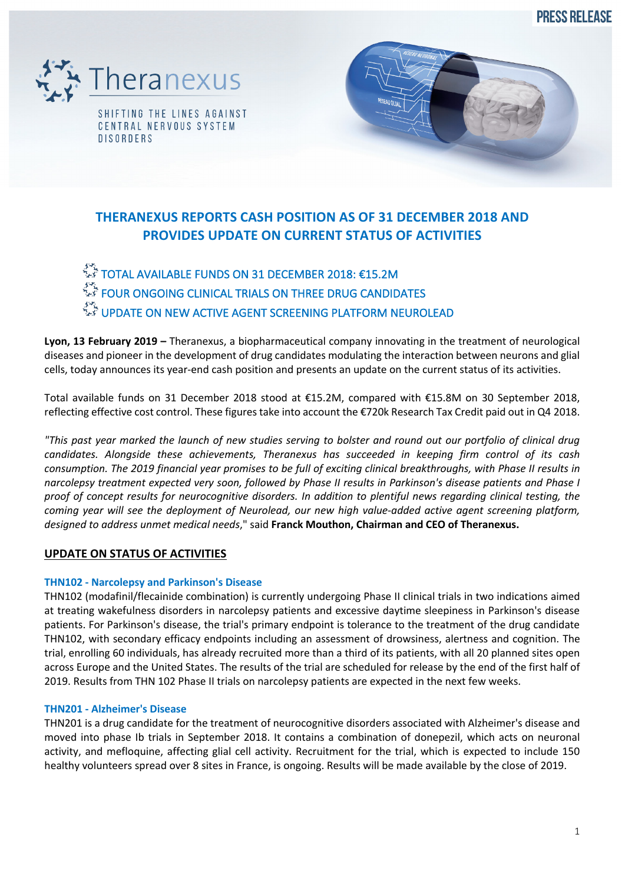PRESS RELEASE

Theranexus

SHIFTING THE LINES AGAINST CENTRAL NERVOUS SYSTEM DISORDERS

# THERANEXUS REPORTS CASH POSITION AS OF 31 DECEMBER 2018 AND PROVIDES UPDATE ON CURRENT STATUS OF ACTIVITIES

- TOTAL AVAILABLE FUNDS ON 31 DECEMBER 2018: €15.2M
- FOUR ONGOING CLINICAL TRIALS ON THREE DRUG CANDIDATES
- UPDATE ON NEW ACTIVE AGENT SCREENING PLATFORM NEUROLEAD

**Lyon, 13 February 2019 –** Theranexus, a biopharmaceutical company innovating in the treatment of neurological diseases and pioneer in the development of drug candidates modulating the interaction between neurons and glial cells, today announces its year-end cash position and presents an update on the current status of its activities.

Total available funds on 31 December 2018 stood at €15.2M, compared with €15.8M on 30 September 2018, reflecting effective cost control. These figures take into account the €720k Research Tax Credit paid out in Q4 2018.

*"This past year marked the launch of new studies serving to bolster and round out our portfolio of clinical drug candidates. Alongside these achievements, Theranexus has succeeded in keeping firm control of its cash consumption. The 2019 financial year promises to be full of exciting clinical breakthroughs, with Phase II results in narcolepsy treatment expected very soon, followed by Phase II results in Parkinson's disease patients and Phase I proof of concept results for neurocognitive disorders. In addition to plentiful news regarding clinical testing, the coming year will see the deployment of Neurolead, our new high value-added active agent screening platform, designed to address unmet medical needs*," said **Franck Mouthon, Chairman and CEO of Theranexus.**

## UPDATE ON STATUS OF ACTIVITIES

### THN102 - Narcolepsy and Parkinson's Disease

THN102 (modafinil/flecainide combination) is currently undergoing Phase II clinical trials in two indications aimed at treating wakefulness disorders in narcolepsy patients and excessive daytime sleepiness in Parkinson's disease patients. For Parkinson's disease, the trial's primary endpoint is tolerance to the treatment of the drug candidate THN102, with secondary efficacy endpoints including an assessment of drowsiness, alertness and cognition. The trial, enrolling 60 individuals, has already recruited more than a third of its patients, with all 20 planned sites open across Europe and the United States. The results of the trial are scheduled for release by the end of the first half of 2019. Results from THN 102 Phase II trials on narcolepsy patients are expected in the next few weeks.

### THN201 - Alzheimer's Disease

THN201 is a drug candidate for the treatment of neurocognitive disorders associated with Alzheimer's disease and moved into phase Ib trials in September 2018. It contains a combination of donepezil, which acts on neuronal activity, and mefloquine, affecting glial cell activity. Recruitment for the trial, which is expected to include 150 healthy volunteers spread over 8 sites in France, is ongoing. Results will be made available by the close of 2019.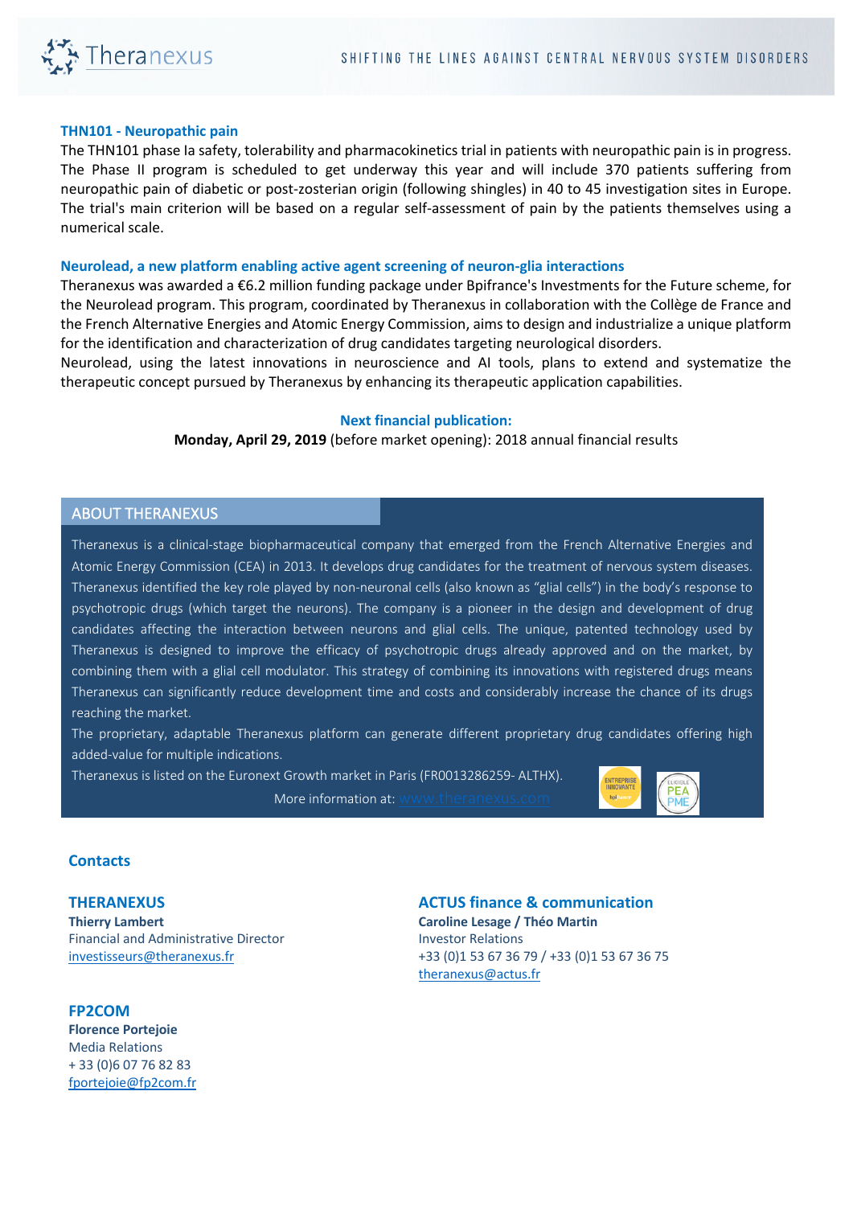### THN101 - Neuropathic pain

The THN101 phase Ia safety, tolerability and pharmacokinetics trial in patients with neuropathic pain is in progress. The Phase II program is scheduled to get underway this year and will include 370 patients suffering from neuropathic pain of diabetic or post-zosterian origin (following shingles) in 40 to 45 investigation sites in Europe. The trial's main criterion will be based on a regular self-assessment of pain by the patients themselves using a numerical scale.

### Neurolead, a new platform enabling active agent screening of neuron-glia interactions

Theranexus was awarded a €6.2 million funding package under Bpifrance's Investments for the Future scheme, for the Neurolead program. This program, coordinated by Theranexus in collaboration with the Collège de France and the French Alternative Energies and Atomic Energy Commission, aims to design and industrialize a unique platform for the identification and characterization of drug candidates targeting neurological disorders.

Neurolead, using the latest innovations in neuroscience and AI tools, plans to extend and systematize the therapeutic concept pursued by Theranexus by enhancing its therapeutic application capabilities.

**Next financial publication:**

**Monday, April 29, 2019** (before market opening): 2018 annual financial results

## ABOUT THERANEXUS

Theranexus is a clinical-stage biopharmaceutical company that emerged from the French Alternative Energies and Atomic Energy Commission (CEA) in 2013. It develops drug candidates for the treatment of nervous system diseases. Theranexus identified the key role played by non-neuronal cells (also known as "glial cells") in the body's response to psychotropic drugs (which target the neurons). The company is a pioneer in the design and development of drug candidates affecting the interaction between neurons and glial cells. The unique, patented technology used by Theranexus is designed to improve the efficacy of psychotropic drugs already approved and on the market, by combining them with a glial cell modulator. This strategy of combining its innovations with registered drugs means Theranexus can significantly reduce development time and costs and considerably increase the chance of its drugs reaching the market.

The proprietary, adaptable Theranexus platform can generate different proprietary drug candidates offering high added-value for multiple indications.

Theranexus is listed on the Euronext Growth market in Paris (FR0013286259- ALTHX).

More information at: www.theranexus.com

ENTREPRISE INNOVANTE bpifrance

ÉLIGIBLE PEA PME

## Contacts

**THERANEXUS**
**Thierry Lambert**
Financial and Administrative Director
investisseurs@theranexus.fr

**ACTUS finance & communication**
**Caroline Lesage / Théo Martin**
Investor Relations
+33 (0)1 53 67 36 79 / +33 (0)1 53 67 36 75
theranexus@actus.fr

**FP2COM**
**Florence Portejoie**
Media Relations
+ 33 (0)6 07 76 82 83
fportejoie@fp2com.fr